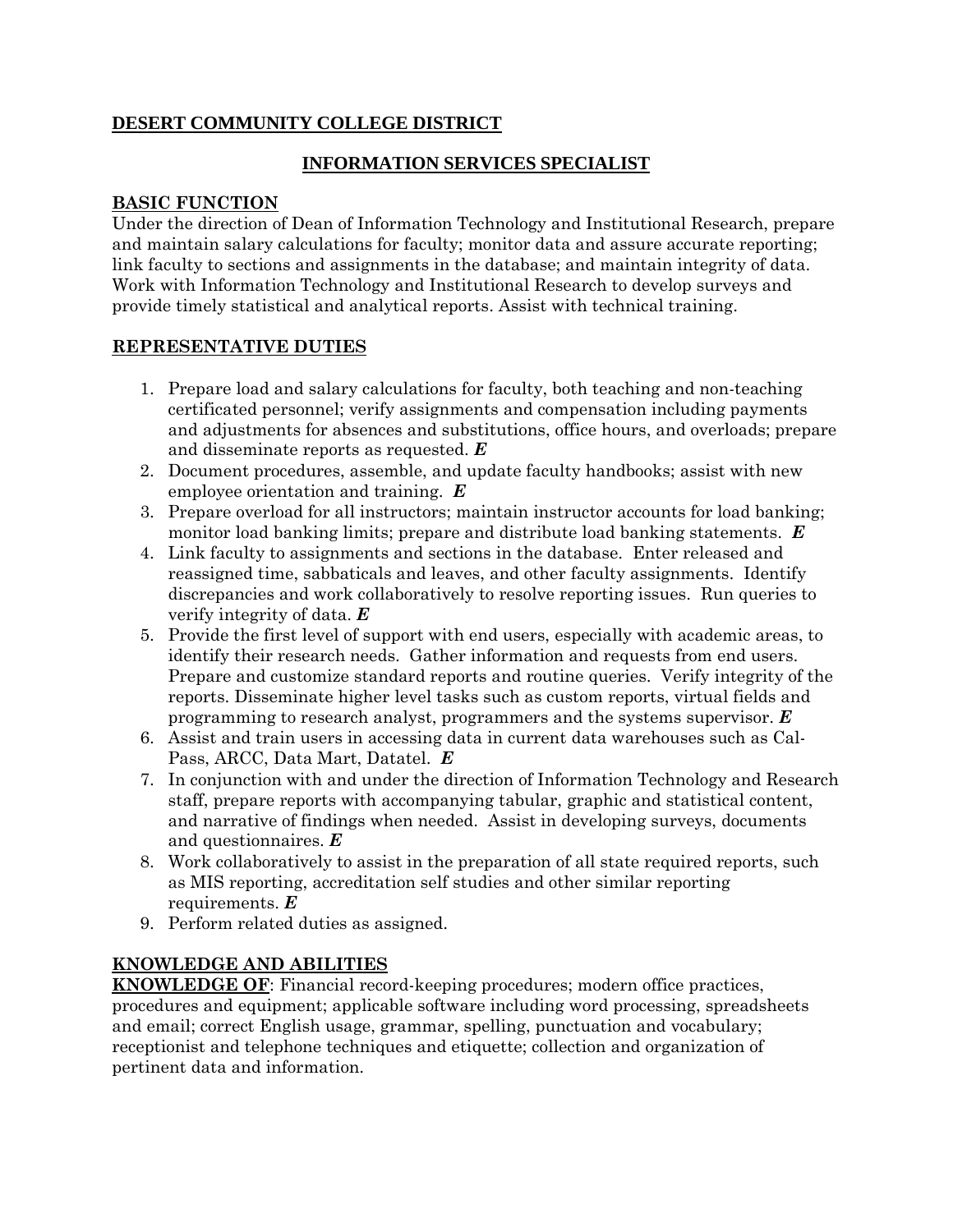# DESERT COMMUNITY COLLEGE DISTRICT

## INFORMATION SERVICES SPECIALIST

### BASIC FUNCTION

Under the direction of Dean of Information Technology and Institutional Research, prepare and maintain salary calculations for faculty; monitor data and assure accurate reporting; link faculty to sections and assignments in the database; and maintain integrity of data. Work with Information Technology and Institutional Research to develop surveys and provide timely statistical and analytical reports. Assist with technical training.

### REPRESENTATIVE DUTIES

1. Prepare load and salary calculations for faculty, both teaching and non-teaching certificated personnel; verify assignments and compensation including payments and adjustments for absences and substitutions, office hours, and overloads; prepare and disseminate reports as requested. ***E***
2. Document procedures, assemble, and update faculty handbooks; assist with new employee orientation and training. ***E***
3. Prepare overload for all instructors; maintain instructor accounts for load banking; monitor load banking limits; prepare and distribute load banking statements. ***E***
4. Link faculty to assignments and sections in the database. Enter released and reassigned time, sabbaticals and leaves, and other faculty assignments. Identify discrepancies and work collaboratively to resolve reporting issues. Run queries to verify integrity of data. ***E***
5. Provide the first level of support with end users, especially with academic areas, to identify their research needs. Gather information and requests from end users. Prepare and customize standard reports and routine queries. Verify integrity of the reports. Disseminate higher level tasks such as custom reports, virtual fields and programming to research analyst, programmers and the systems supervisor. ***E***
6. Assist and train users in accessing data in current data warehouses such as Cal-Pass, ARCC, Data Mart, Datatel. ***E***
7. In conjunction with and under the direction of Information Technology and Research staff, prepare reports with accompanying tabular, graphic and statistical content, and narrative of findings when needed. Assist in developing surveys, documents and questionnaires. ***E***
8. Work collaboratively to assist in the preparation of all state required reports, such as MIS reporting, accreditation self studies and other similar reporting requirements. ***E***
9. Perform related duties as assigned.

### KNOWLEDGE AND ABILITIES

**KNOWLEDGE OF**: Financial record-keeping procedures; modern office practices, procedures and equipment; applicable software including word processing, spreadsheets and email; correct English usage, grammar, spelling, punctuation and vocabulary; receptionist and telephone techniques and etiquette; collection and organization of pertinent data and information.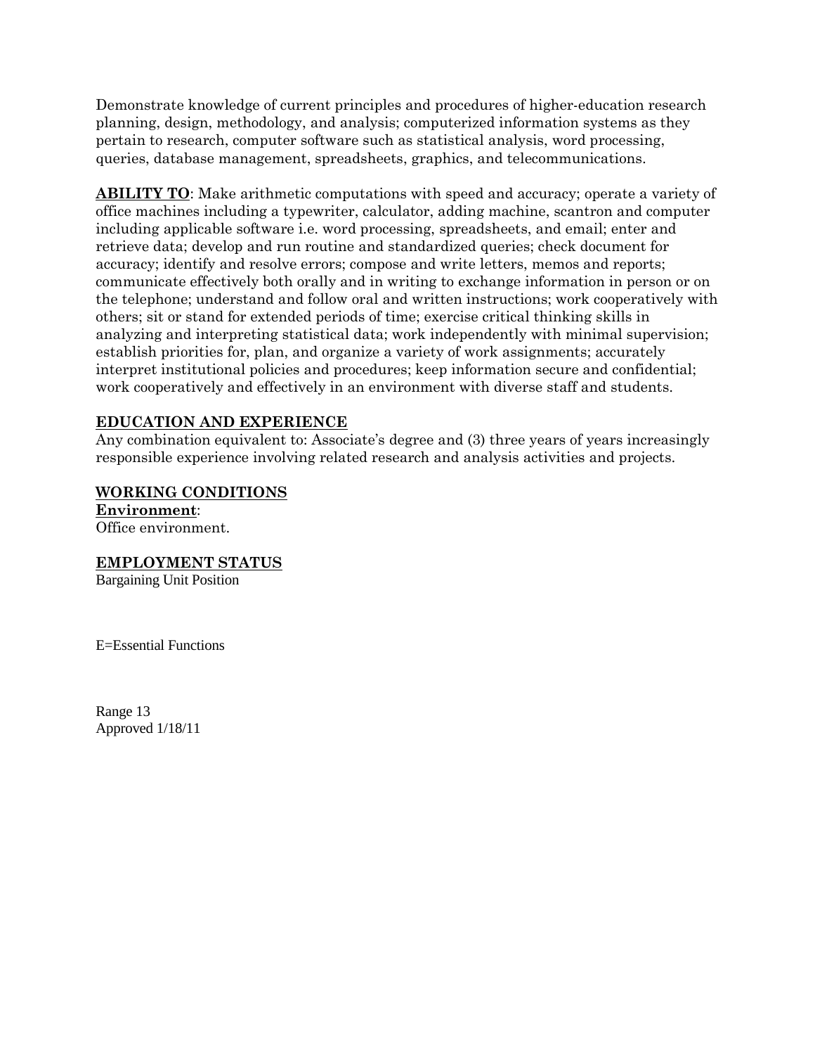Demonstrate knowledge of current principles and procedures of higher-education research planning, design, methodology, and analysis; computerized information systems as they pertain to research, computer software such as statistical analysis, word processing, queries, database management, spreadsheets, graphics, and telecommunications.

**ABILITY TO**: Make arithmetic computations with speed and accuracy; operate a variety of office machines including a typewriter, calculator, adding machine, scantron and computer including applicable software i.e. word processing, spreadsheets, and email; enter and retrieve data; develop and run routine and standardized queries; check document for accuracy; identify and resolve errors; compose and write letters, memos and reports; communicate effectively both orally and in writing to exchange information in person or on the telephone; understand and follow oral and written instructions; work cooperatively with others; sit or stand for extended periods of time; exercise critical thinking skills in analyzing and interpreting statistical data; work independently with minimal supervision; establish priorities for, plan, and organize a variety of work assignments; accurately interpret institutional policies and procedures; keep information secure and confidential; work cooperatively and effectively in an environment with diverse staff and students.

## EDUCATION AND EXPERIENCE

Any combination equivalent to: Associate's degree and (3) three years of years increasingly responsible experience involving related research and analysis activities and projects.

## WORKING CONDITIONS

**Environment**:
Office environment.

## EMPLOYMENT STATUS

Bargaining Unit Position

E=Essential Functions

Range 13
Approved 1/18/11